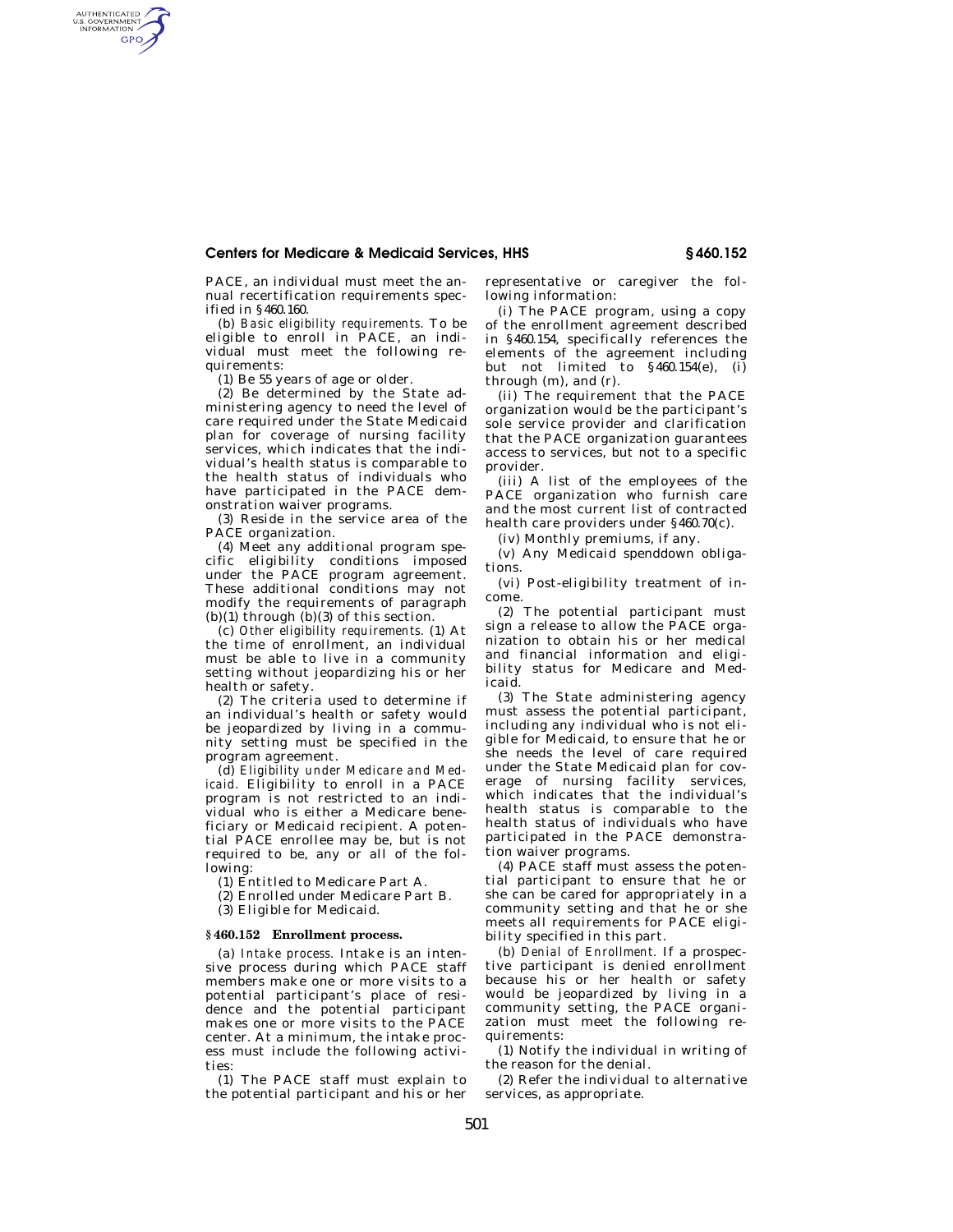PACE, an individual must meet the annual recertification requirements specified in §460.160.

(b) *Basic eligibility requirements.* To be eligible to enroll in PACE, an individual must meet the following requirements:

(1) Be 55 years of age or older.

(2) Be determined by the State administering agency to need the level of care required under the State Medicaid plan for coverage of nursing facility services, which indicates that the individual's health status is comparable to the health status of individuals who have participated in the PACE demonstration waiver programs.

(3) Reside in the service area of the PACE organization.

(4) Meet any additional program specific eligibility conditions imposed under the PACE program agreement. These additional conditions may not modify the requirements of paragraph (b)(1) through (b)(3) of this section.

(c) *Other eligibility requirements.* (1) At the time of enrollment, an individual must be able to live in a community setting without jeopardizing his or her health or safety.

(2) The criteria used to determine if an individual's health or safety would be jeopardized by living in a community setting must be specified in the program agreement.

(d) *Eligibility under Medicare and Medicaid.* Eligibility to enroll in a PACE program is not restricted to an individual who is either a Medicare beneficiary or Medicaid recipient. A potential PACE enrollee may be, but is not required to be, any or all of the following:

(1) Entitled to Medicare Part A.

(2) Enrolled under Medicare Part B.

(3) Eligible for Medicaid.

### §460.152 Enrollment process.

(a) *Intake process.* Intake is an intensive process during which PACE staff members make one or more visits to a potential participant's place of residence and the potential participant makes one or more visits to the PACE center. At a minimum, the intake process must include the following activities:

(1) The PACE staff must explain to the potential participant and his or her representative or caregiver the following information:

(i) The PACE program, using a copy of the enrollment agreement described in §460.154, specifically references the elements of the agreement including but not limited to §460.154(e), (i) through (m), and (r).

(ii) The requirement that the PACE organization would be the participant's sole service provider and clarification that the PACE organization guarantees access to services, but not to a specific provider.

(iii) A list of the employees of the PACE organization who furnish care and the most current list of contracted health care providers under §460.70(c).

(iv) Monthly premiums, if any.

(v) Any Medicaid spenddown obligations.

(vi) Post-eligibility treatment of income.

(2) The potential participant must sign a release to allow the PACE organization to obtain his or her medical and financial information and eligibility status for Medicare and Medicaid.

(3) The State administering agency must assess the potential participant, including any individual who is not eligible for Medicaid, to ensure that he or she needs the level of care required under the State Medicaid plan for coverage of nursing facility services, which indicates that the individual's health status is comparable to the health status of individuals who have participated in the PACE demonstration waiver programs.

(4) PACE staff must assess the potential participant to ensure that he or she can be cared for appropriately in a community setting and that he or she meets all requirements for PACE eligibility specified in this part.

(b) *Denial of Enrollment.* If a prospective participant is denied enrollment because his or her health or safety would be jeopardized by living in a community setting, the PACE organization must meet the following requirements:

(1) Notify the individual in writing of the reason for the denial.

(2) Refer the individual to alternative services, as appropriate.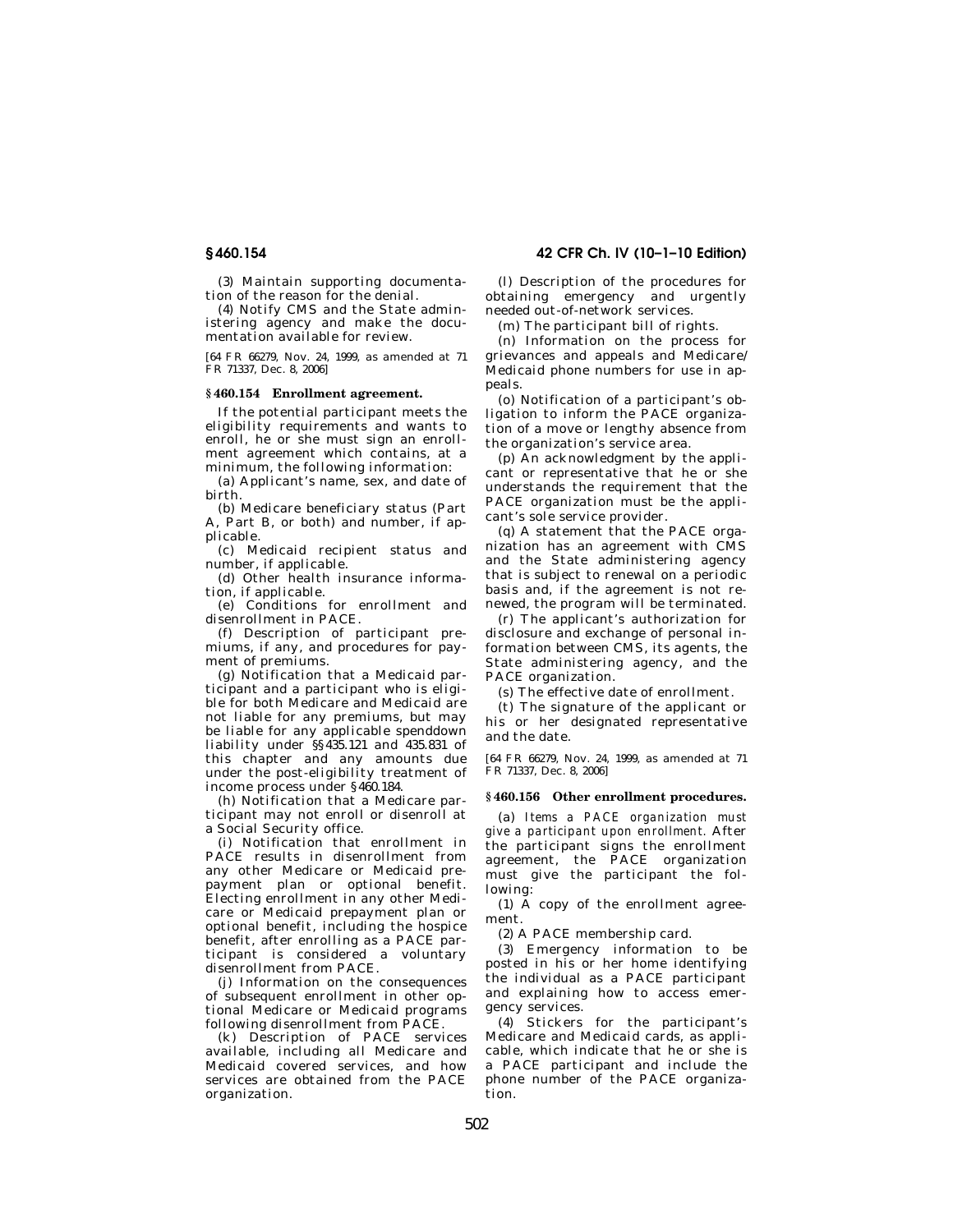(3) Maintain supporting documentation of the reason for the denial.

(4) Notify CMS and the State administering agency and make the documentation available for review.

[64 FR 66279, Nov. 24, 1999, as amended at 71 FR 71337, Dec. 8, 2006]

### § 460.154 Enrollment agreement.

If the potential participant meets the eligibility requirements and wants to enroll, he or she must sign an enrollment agreement which contains, at a minimum, the following information:

(a) Applicant's name, sex, and date of birth.

(b) Medicare beneficiary status (Part A, Part B, or both) and number, if applicable.

(c) Medicaid recipient status and number, if applicable.

(d) Other health insurance information, if applicable.

(e) Conditions for enrollment and disenrollment in PACE.

(f) Description of participant premiums, if any, and procedures for payment of premiums.

(g) Notification that a Medicaid participant and a participant who is eligible for both Medicare and Medicaid are not liable for any premiums, but may be liable for any applicable spenddown liability under §§ 435.121 and 435.831 of this chapter and any amounts due under the post-eligibility treatment of income process under § 460.184.

(h) Notification that a Medicare participant may not enroll or disenroll at a Social Security office.

(i) Notification that enrollment in PACE results in disenrollment from any other Medicare or Medicaid prepayment plan or optional benefit. Electing enrollment in any other Medicare or Medicaid prepayment plan or optional benefit, including the hospice benefit, after enrolling as a PACE participant is considered a voluntary disenrollment from PACE.

(j) Information on the consequences of subsequent enrollment in other optional Medicare or Medicaid programs following disenrollment from PACE.

(k) Description of PACE services available, including all Medicare and Medicaid covered services, and how services are obtained from the PACE organization.

(l) Description of the procedures for obtaining emergency and urgently needed out-of-network services.

(m) The participant bill of rights.

(n) Information on the process for grievances and appeals and Medicare/Medicaid phone numbers for use in appeals.

(o) Notification of a participant's obligation to inform the PACE organization of a move or lengthy absence from the organization's service area.

(p) An acknowledgment by the applicant or representative that he or she understands the requirement that the PACE organization must be the applicant's sole service provider.

(q) A statement that the PACE organization has an agreement with CMS and the State administering agency that is subject to renewal on a periodic basis and, if the agreement is not renewed, the program will be terminated.

(r) The applicant's authorization for disclosure and exchange of personal information between CMS, its agents, the State administering agency, and the PACE organization.

(s) The effective date of enrollment.

(t) The signature of the applicant or his or her designated representative and the date.

[64 FR 66279, Nov. 24, 1999, as amended at 71 FR 71337, Dec. 8, 2006]

### § 460.156 Other enrollment procedures.

(a) *Items a PACE organization must give a participant upon enrollment.* After the participant signs the enrollment agreement, the PACE organization must give the participant the following:

(1) A copy of the enrollment agreement.

(2) A PACE membership card.

(3) Emergency information to be posted in his or her home identifying the individual as a PACE participant and explaining how to access emergency services.

(4) Stickers for the participant's Medicare and Medicaid cards, as applicable, which indicate that he or she is a PACE participant and include the phone number of the PACE organization.